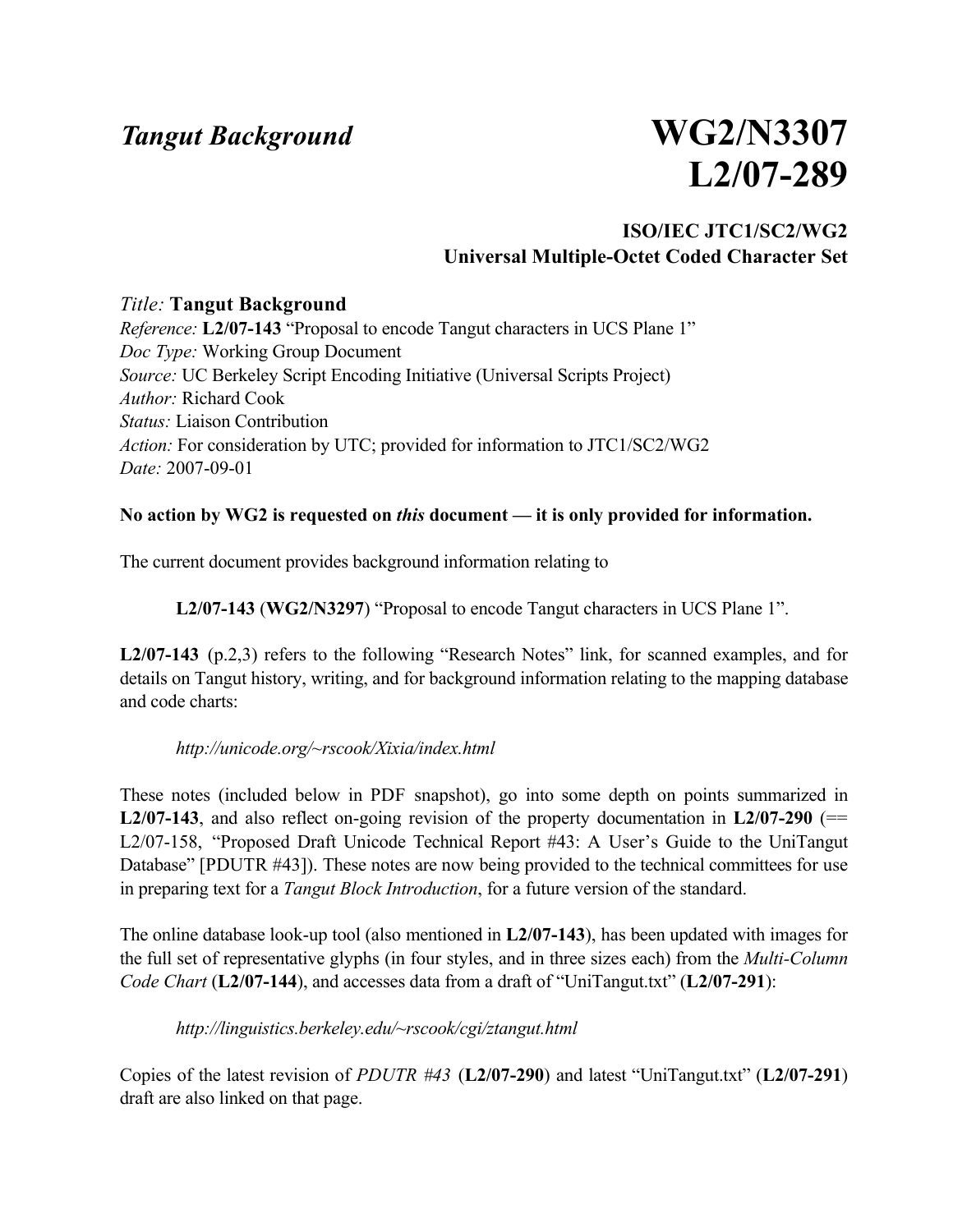*Tangut Background*

# WG2/N3307
# L2/07-289

**ISO/IEC JTC1/SC2/WG2**
**Universal Multiple-Octet Coded Character Set**

*Title:* **Tangut Background**
*Reference:* **L2/07-143** "Proposal to encode Tangut characters in UCS Plane 1"
*Doc Type:* Working Group Document
*Source:* UC Berkeley Script Encoding Initiative (Universal Scripts Project)
*Author:* Richard Cook
*Status:* Liaison Contribution
*Action:* For consideration by UTC; provided for information to JTC1/SC2/WG2
*Date:* 2007-09-01

**No action by WG2 is requested on *this* document — it is only provided for information.**

The current document provides background information relating to

> **L2/07-143** (**WG2/N3297**) "Proposal to encode Tangut characters in UCS Plane 1".

**L2/07-143** (p.2,3) refers to the following "Research Notes" link, for scanned examples, and for details on Tangut history, writing, and for background information relating to the mapping database and code charts:

> *http://unicode.org/~rscook/Xixia/index.html*

These notes (included below in PDF snapshot), go into some depth on points summarized in **L2/07-143**, and also reflect on-going revision of the property documentation in **L2/07-290** (== L2/07-158, "Proposed Draft Unicode Technical Report #43: A User's Guide to the UniTangut Database" [PDUTR #43]). These notes are now being provided to the technical committees for use in preparing text for a *Tangut Block Introduction*, for a future version of the standard.

The online database look-up tool (also mentioned in **L2/07-143**), has been updated with images for the full set of representative glyphs (in four styles, and in three sizes each) from the *Multi-Column Code Chart* (**L2/07-144**), and accesses data from a draft of "UniTangut.txt" (**L2/07-291**):

> *http://linguistics.berkeley.edu/~rscook/cgi/ztangut.html*

Copies of the latest revision of *PDUTR #43* (**L2/07-290**) and latest "UniTangut.txt" (**L2/07-291**) draft are also linked on that page.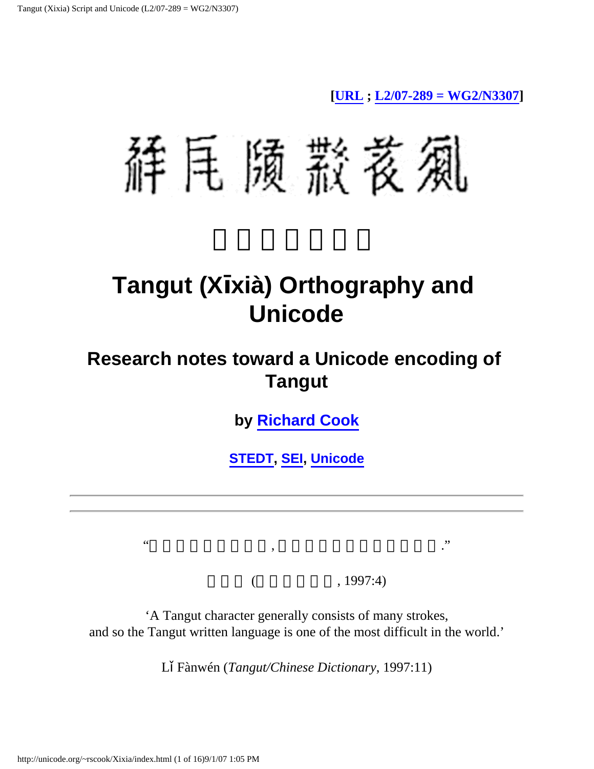**[URL ; L2/07-289 = WG2/N3307]**

□□□□□□

# Tangut (Xīxià) Orthography and Unicode

## Research notes toward a Unicode encoding of Tangut

**by Richard Cook**

**STEDT, SEI, Unicode**

---

---

“□□□□□□□□□, □□□□□□□□□□□□□.”

□□□ (□□□□□□, 1997:4)

‘A Tangut character generally consists of many strokes,
and so the Tangut written language is one of the most difficult in the world.’

Lǐ Fànwén (*Tangut/Chinese Dictionary*, 1997:11)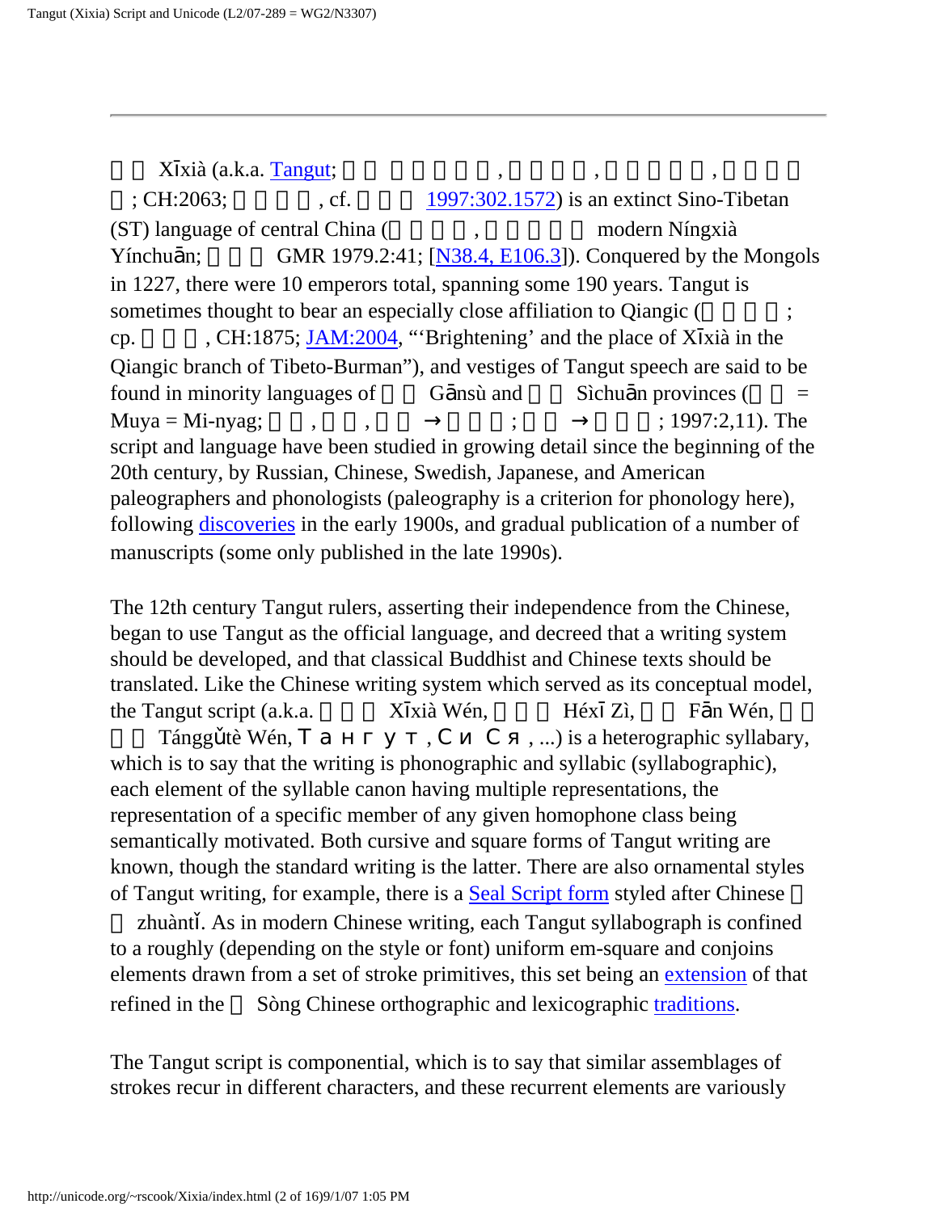Xīxià (a.k.a. Tangut; , , , ; CH:2063; , cf. 1997:302.1572) is an extinct Sino-Tibetan (ST) language of central China ( , modern Níngxià Yínchuān; GMR 1979.2:41; [N38.4, E106.3]). Conquered by the Mongols in 1227, there were 10 emperors total, spanning some 190 years. Tangut is sometimes thought to bear an especially close affiliation to Qiangic ( ; cp. , CH:1875; JAM:2004, "'Brightening' and the place of Xīxià in the Qiangic branch of Tibeto-Burman"), and vestiges of Tangut speech are said to be found in minority languages of Gānsù and Sìchuān provinces ( = Muya = Mi-nyag; , , → ; → ; 1997:2,11). The script and language have been studied in growing detail since the beginning of the 20th century, by Russian, Chinese, Swedish, Japanese, and American paleographers and phonologists (paleography is a criterion for phonology here), following discoveries in the early 1900s, and gradual publication of a number of manuscripts (some only published in the late 1990s).

The 12th century Tangut rulers, asserting their independence from the Chinese, began to use Tangut as the official language, and decreed that a writing system should be developed, and that classical Buddhist and Chinese texts should be translated. Like the Chinese writing system which served as its conceptual model, the Tangut script (a.k.a. Xīxià Wén, Héxī Zì, Fān Wén, Tánggǔtè Wén, Тангут, Си Ся, ...) is a heterographic syllabary, which is to say that the writing is phonographic and syllabic (syllabographic), each element of the syllable canon having multiple representations, the representation of a specific member of any given homophone class being semantically motivated. Both cursive and square forms of Tangut writing are known, though the standard writing is the latter. There are also ornamental styles of Tangut writing, for example, there is a Seal Script form styled after Chinese zhuàntǐ. As in modern Chinese writing, each Tangut syllabograph is confined to a roughly (depending on the style or font) uniform em-square and conjoins elements drawn from a set of stroke primitives, this set being an extension of that refined in the Sòng Chinese orthographic and lexicographic traditions.

The Tangut script is componential, which is to say that similar assemblages of strokes recur in different characters, and these recurrent elements are variously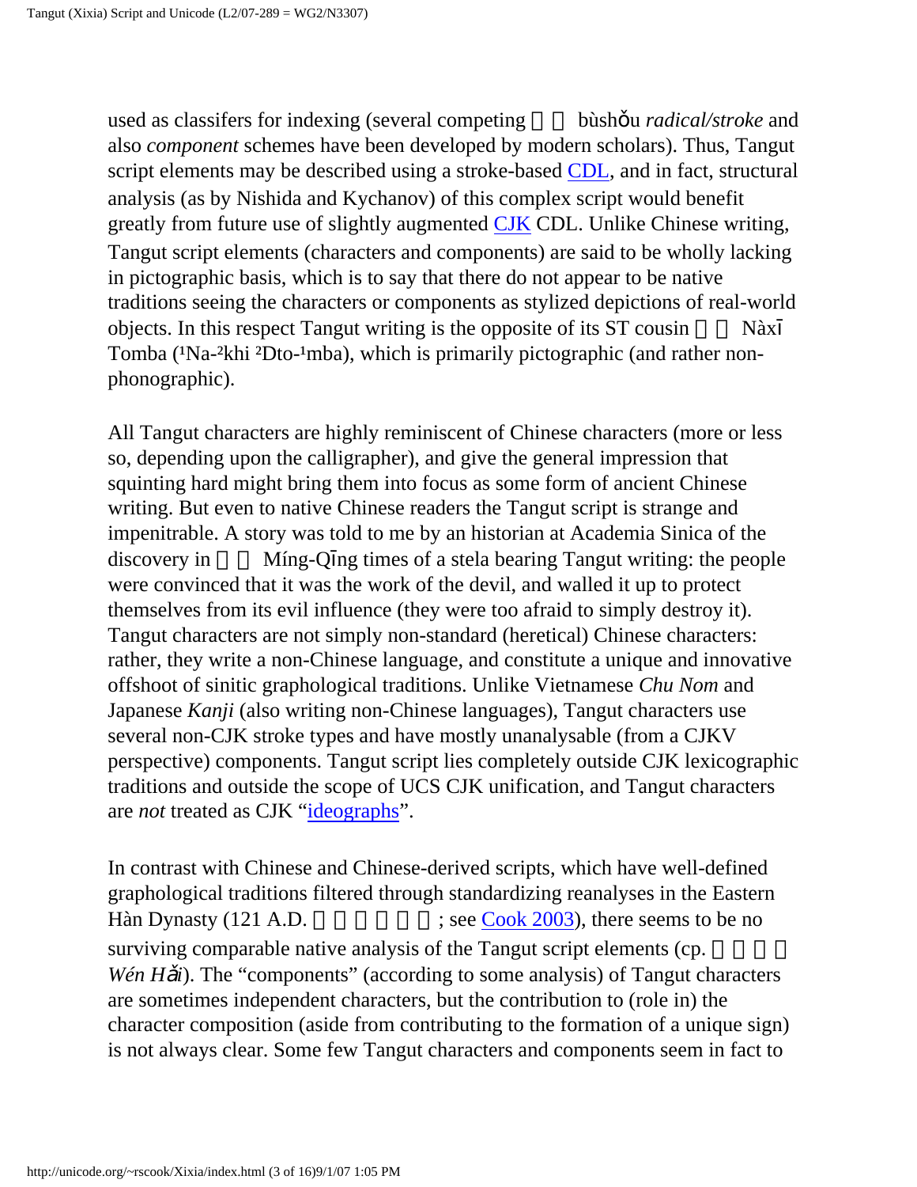used as classifers for indexing (several competing 部首 bùshǒu *radical/stroke* and also *component* schemes have been developed by modern scholars). Thus, Tangut script elements may be described using a stroke-based CDL, and in fact, structural analysis (as by Nishida and Kychanov) of this complex script would benefit greatly from future use of slightly augmented CJK CDL. Unlike Chinese writing, Tangut script elements (characters and components) are said to be wholly lacking in pictographic basis, which is to say that there do not appear to be native traditions seeing the characters or components as stylized depictions of real-world objects. In this respect Tangut writing is the opposite of its ST cousin 纳西 Nàxī Tomba (¹Na-²khi ²Dto-¹mba), which is primarily pictographic (and rather non-phonographic).

All Tangut characters are highly reminiscent of Chinese characters (more or less so, depending upon the calligrapher), and give the general impression that squinting hard might bring them into focus as some form of ancient Chinese writing. But even to native Chinese readers the Tangut script is strange and impenitrable. A story was told to me by an historian at Academia Sinica of the discovery in 明清 Míng-Qīng times of a stela bearing Tangut writing: the people were convinced that it was the work of the devil, and walled it up to protect themselves from its evil influence (they were too afraid to simply destroy it). Tangut characters are not simply non-standard (heretical) Chinese characters: rather, they write a non-Chinese language, and constitute a unique and innovative offshoot of sinitic graphological traditions. Unlike Vietnamese *Chu Nom* and Japanese *Kanji* (also writing non-Chinese languages), Tangut characters use several non-CJK stroke types and have mostly unanalysable (from a CJKV perspective) components. Tangut script lies completely outside CJK lexicographic traditions and outside the scope of UCS CJK unification, and Tangut characters are *not* treated as CJK "ideographs".

In contrast with Chinese and Chinese-derived scripts, which have well-defined graphological traditions filtered through standardizing reanalyses in the Eastern Hàn Dynasty (121 A.D. 許慎說文解字; see Cook 2003), there seems to be no surviving comparable native analysis of the Tangut script elements (cp. 文海 *Wén Hǎi*). The "components" (according to some analysis) of Tangut characters are sometimes independent characters, but the contribution to (role in) the character composition (aside from contributing to the formation of a unique sign) is not always clear. Some few Tangut characters and components seem in fact to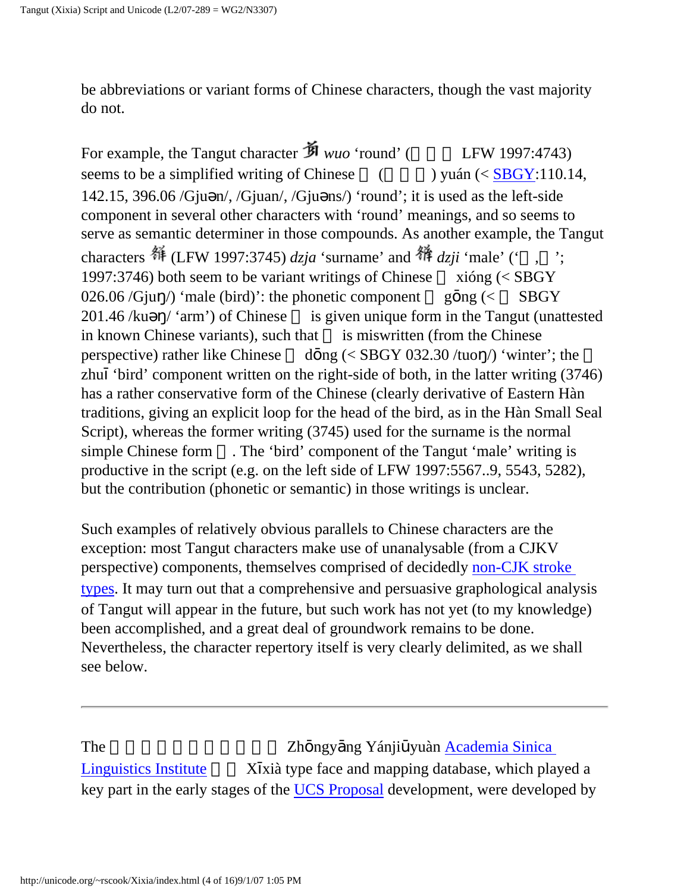be abbreviations or variant forms of Chinese characters, though the vast majority do not.

For example, the Tangut character 𗉅 *wuo* 'round' (　　　 LFW 1997:4743) seems to be a simplified writing of Chinese 　(　　　) yuán (< [SBGY](#):110.14, 142.15, 396.06 /Gjuən/, /Gjuan/, /Gjuəns/) 'round'; it is used as the left-side component in several other characters with 'round' meanings, and so seems to serve as semantic determiner in those compounds. As another example, the Tangut characters 𗗀 (LFW 1997:3745) *dzja* 'surname' and 𗗁 *dzji* 'male' ('　,　'; 1997:3746) both seem to be variant writings of Chinese 　 xióng (< SBGY 026.06 /Gjuŋ/) 'male (bird)': the phonetic component 　 gōng (< 　 SBGY 201.46 /kuəŋ/ 'arm') of Chinese 　 is given unique form in the Tangut (unattested in known Chinese variants), such that 　 is miswritten (from the Chinese perspective) rather like Chinese 　 dōng (< SBGY 032.30 /tuoŋ/) 'winter'; the 　 zhuī 'bird' component written on the right-side of both, in the latter writing (3746) has a rather conservative form of the Chinese (clearly derivative of Eastern Hàn traditions, giving an explicit loop for the head of the bird, as in the Hàn Small Seal Script), whereas the former writing (3745) used for the surname is the normal simple Chinese form 　. The 'bird' component of the Tangut 'male' writing is productive in the script (e.g. on the left side of LFW 1997:5567..9, 5543, 5282), but the contribution (phonetic or semantic) in those writings is unclear.

Such examples of relatively obvious parallels to Chinese characters are the exception: most Tangut characters make use of unanalysable (from a CJKV perspective) components, themselves comprised of decidedly [non-CJK stroke types](#). It may turn out that a comprehensive and persuasive graphological analysis of Tangut will appear in the future, but such work has not yet (to my knowledge) been accomplished, and a great deal of groundwork remains to be done. Nevertheless, the character repertory itself is very clearly delimited, as we shall see below.

---

The 　　　　　　　　　 Zhōngyāng Yánjiūyuàn [Academia Sinica Linguistics Institute](#) 　　 Xīxià type face and mapping database, which played a key part in the early stages of the [UCS Proposal](#) development, were developed by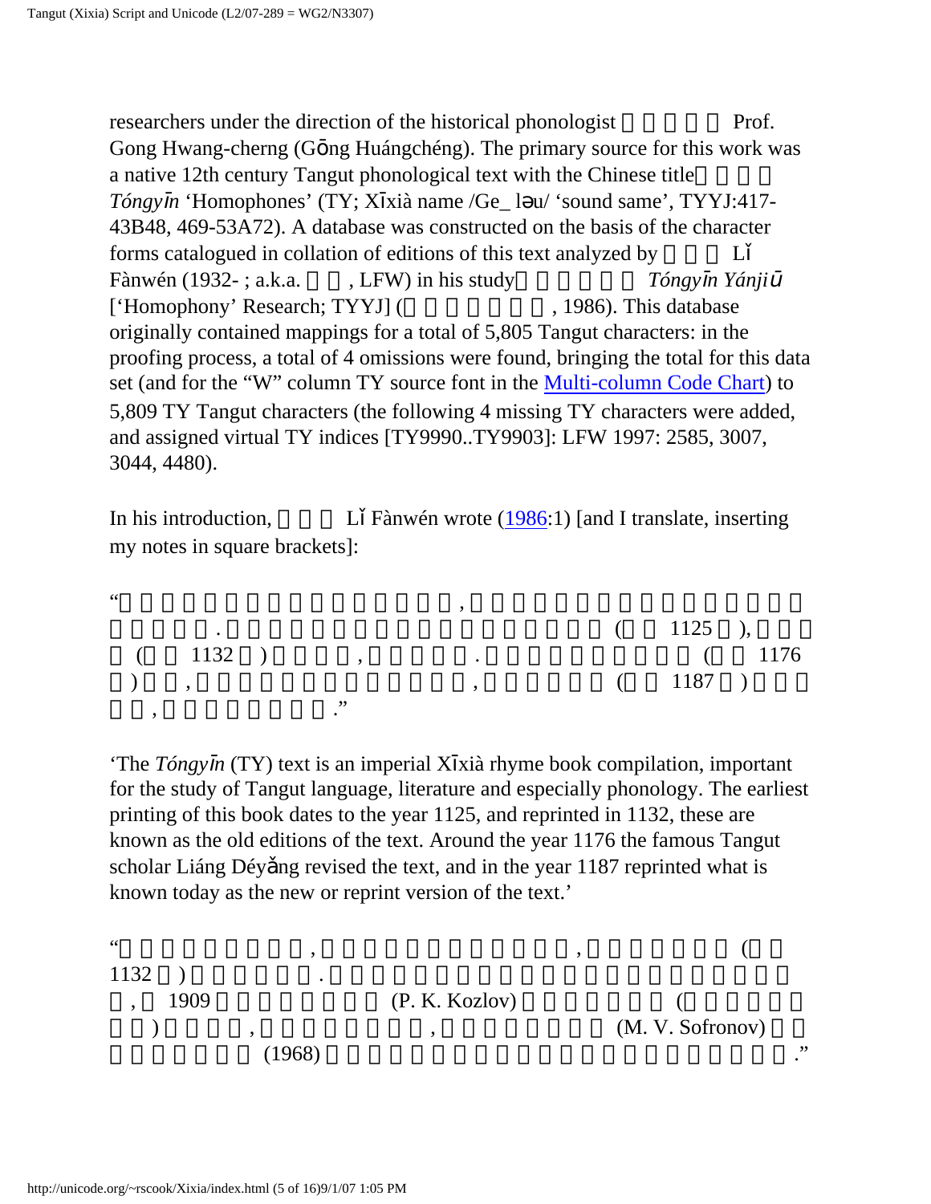researchers under the direction of the historical phonologist Prof. Gong Hwang-cherng (Gōng Huángchéng). The primary source for this work was a native 12th century Tangut phonological text with the Chinese title *Tóngyīn* 'Homophones' (TY; Xīxià name /Ge_ ləu/ 'sound same', TYYJ:417-43B48, 469-53A72). A database was constructed on the basis of the character forms catalogued in collation of editions of this text analyzed by Lǐ Fànwén (1932- ; a.k.a. , LFW) in his study *Tóngyīn Yánjiū* ['Homophony' Research; TYYJ] ( , 1986). This database originally contained mappings for a total of 5,805 Tangut characters: in the proofing process, a total of 4 omissions were found, bringing the total for this data set (and for the "W" column TY source font in the [Multi-column Code Chart]) to 5,809 TY Tangut characters (the following 4 missing TY characters were added, and assigned virtual TY indices [TY9990..TY9903]: LFW 1997: 2585, 3007, 3044, 4480).

In his introduction, Lǐ Fànwén wrote ([1986]:1) [and I translate, inserting my notes in square brackets]:

" , . ( 1125 ), ( 1132 ) , . ( 1176 ) , , ( 1187 ) , ."

'The *Tóngyīn* (TY) text is an imperial Xīxià rhyme book compilation, important for the study of Tangut language, literature and especially phonology. The earliest printing of this book dates to the year 1125, and reprinted in 1132, these are known as the old editions of the text. Around the year 1176 the famous Tangut scholar Liáng Déyǎng revised the text, and in the year 1187 reprinted what is known today as the new or reprint version of the text.'

" , , ( 1132 ) . , 1909 (P. K. Kozlov) ( ) , , (M. V. Sofronov) (1968) ."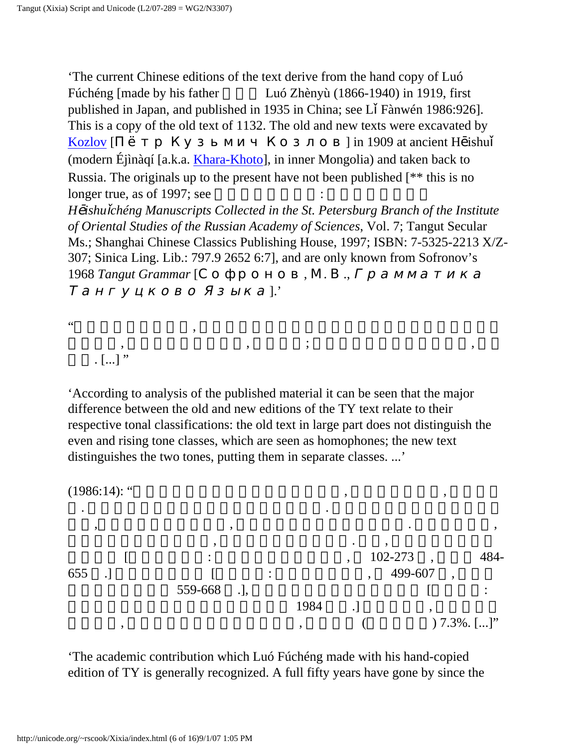'The current Chinese editions of the text derive from the hand copy of Luó Fúchéng [made by his father Luó Zhènyù (1866-1940) in 1919, first published in Japan, and published in 1935 in China; see Lǐ Fànwén 1986:926]. This is a copy of the old text of 1132. The old and new texts were excavated by Kozlov [Пётр Кузьмич Козлов] in 1909 at ancient Hēishuǐ (modern Éjìnàqí [a.k.a. Khara-Khoto], in inner Mongolia) and taken back to Russia. The originals up to the present have not been published [** this is no longer true, as of 1997; see : *Hēishuǐchéng Manuscripts Collected in the St. Petersburg Branch of the Institute of Oriental Studies of the Russian Academy of Sciences*, Vol. 7; Tangut Secular Ms.; Shanghai Chinese Classics Publishing House, 1997; ISBN: 7-5325-2213 X/Z-307; Sinica Ling. Lib.: 797.9 2652 6:7], and are only known from Sofronov's 1968 *Tangut Grammar* [Софронов, М. В., *Грамматика Тангуцково Языка*].'

" , , , ; , . [...] "

'According to analysis of the published material it can be seen that the major difference between the old and new editions of the TY text relate to their respective tonal classifications: the old text in large part does not distinguish the even and rising tone classes, which are seen as homophones; the new text distinguishes the two tones, putting them in separate classes. ...'

(1986:14): " , , . . , , . , , . , [ : , 102-273 , 484-655 .] [ : , 499-607 , 559-668 .], [ : 1984 .] , , , ( ) 7.3%. [...]"

'The academic contribution which Luó Fúchéng made with his hand-copied edition of TY is generally recognized. A full fifty years have gone by since the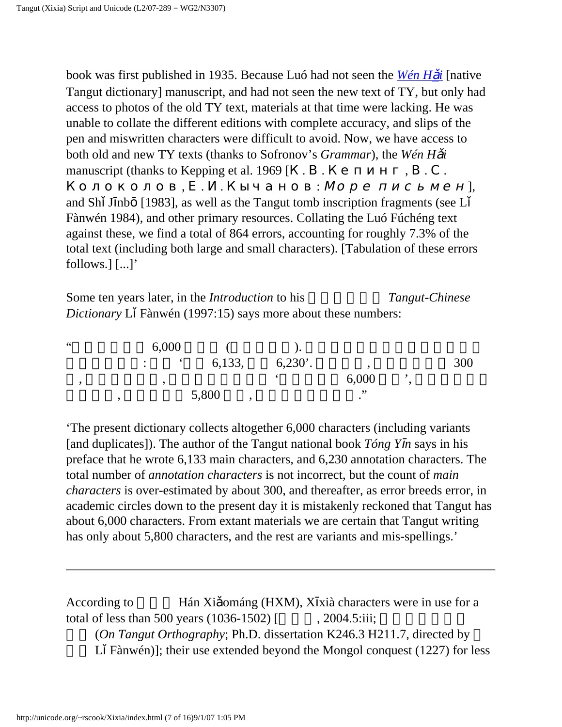book was first published in 1935. Because Luó had not seen the *Wén Hǎi* [native Tangut dictionary] manuscript, and had not seen the new text of TY, but only had access to photos of the old TY text, materials at that time were lacking. He was unable to collate the different editions with complete accuracy, and slips of the pen and miswritten characters were difficult to avoid. Now, we have access to both old and new TY texts (thanks to Sofronov's *Grammar*), the *Wén Hǎi* manuscript (thanks to Kepping et al. 1969 [К. В. Кепинг, В. С. Колоколов, Е. И. Кычанов: *Море письмен*], and Shǐ Jīnbō [1983], as well as the Tangut tomb inscription fragments (see Lǐ Fànwén 1984), and other primary resources. Collating the Luó Fúchéng text against these, we find a total of 864 errors, accounting for roughly 7.3% of the total text (including both large and small characters). [Tabulation of these errors follows.] [...]'

Some ten years later, in the *Introduction* to his *Tangut-Chinese Dictionary* Lǐ Fànwén (1997:15) says more about these numbers:

"6,000 ( ). : ' 6,133, 6,230'. , 300 , , ' 6,000 ', , 5,800 , ."

'The present dictionary collects altogether 6,000 characters (including variants [and duplicates]). The author of the Tangut national book *Tóng Yīn* says in his preface that he wrote 6,133 main characters, and 6,230 annotation characters. The total number of *annotation characters* is not incorrect, but the count of *main characters* is over-estimated by about 300, and thereafter, as error breeds error, in academic circles down to the present day it is mistakenly reckoned that Tangut has about 6,000 characters. From extant materials we are certain that Tangut writing has only about 5,800 characters, and the rest are variants and mis-spellings.'

---

According to Hán Xiǎománg (HXM), Xīxià characters were in use for a total of less than 500 years (1036-1502) [ , 2004.5:iii; (*On Tangut Orthography*; Ph.D. dissertation K246.3 H211.7, directed by Lǐ Fànwén)]; their use extended beyond the Mongol conquest (1227) for less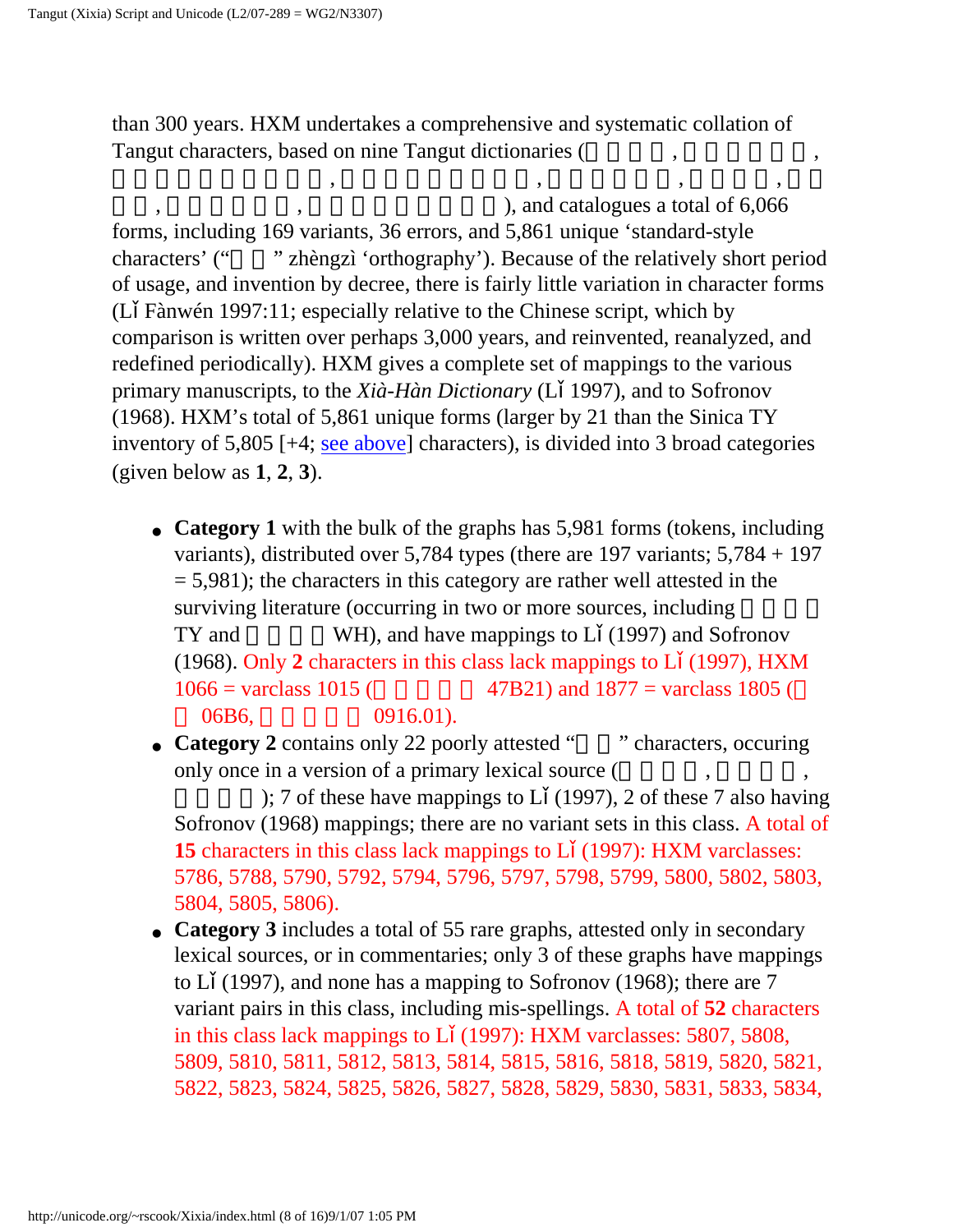than 300 years. HXM undertakes a comprehensive and systematic collation of Tangut characters, based on nine Tangut dictionaries ( , , , , , , , , ), and catalogues a total of 6,066 forms, including 169 variants, 36 errors, and 5,861 unique 'standard-style characters' (" " zhèngzì 'orthography'). Because of the relatively short period of usage, and invention by decree, there is fairly little variation in character forms (Lǐ Fànwén 1997:11; especially relative to the Chinese script, which by comparison is written over perhaps 3,000 years, and reinvented, reanalyzed, and redefined periodically). HXM gives a complete set of mappings to the various primary manuscripts, to the *Xià-Hàn Dictionary* (Lǐ 1997), and to Sofronov (1968). HXM's total of 5,861 unique forms (larger by 21 than the Sinica TY inventory of 5,805 [+4; see above] characters), is divided into 3 broad categories (given below as **1**, **2**, **3**).

- **Category 1** with the bulk of the graphs has 5,981 forms (tokens, including variants), distributed over 5,784 types (there are 197 variants; 5,784 + 197 = 5,981); the characters in this category are rather well attested in the surviving literature (occurring in two or more sources, including TY and WH), and have mappings to Lǐ (1997) and Sofronov (1968). Only **2** characters in this class lack mappings to Lǐ (1997), HXM 1066 = varclass 1015 ( 47B21) and 1877 = varclass 1805 ( 06B6, 0916.01).
- **Category 2** contains only 22 poorly attested " " characters, occuring only once in a version of a primary lexical source ( , , ); 7 of these have mappings to Lǐ (1997), 2 of these 7 also having Sofronov (1968) mappings; there are no variant sets in this class. A total of **15** characters in this class lack mappings to Lǐ (1997): HXM varclasses: 5786, 5788, 5790, 5792, 5794, 5796, 5797, 5798, 5799, 5800, 5802, 5803, 5804, 5805, 5806).
- **Category 3** includes a total of 55 rare graphs, attested only in secondary lexical sources, or in commentaries; only 3 of these graphs have mappings to Lǐ (1997), and none has a mapping to Sofronov (1968); there are 7 variant pairs in this class, including mis-spellings. A total of **52** characters in this class lack mappings to Lǐ (1997): HXM varclasses: 5807, 5808, 5809, 5810, 5811, 5812, 5813, 5814, 5815, 5816, 5818, 5819, 5820, 5821, 5822, 5823, 5824, 5825, 5826, 5827, 5828, 5829, 5830, 5831, 5833, 5834,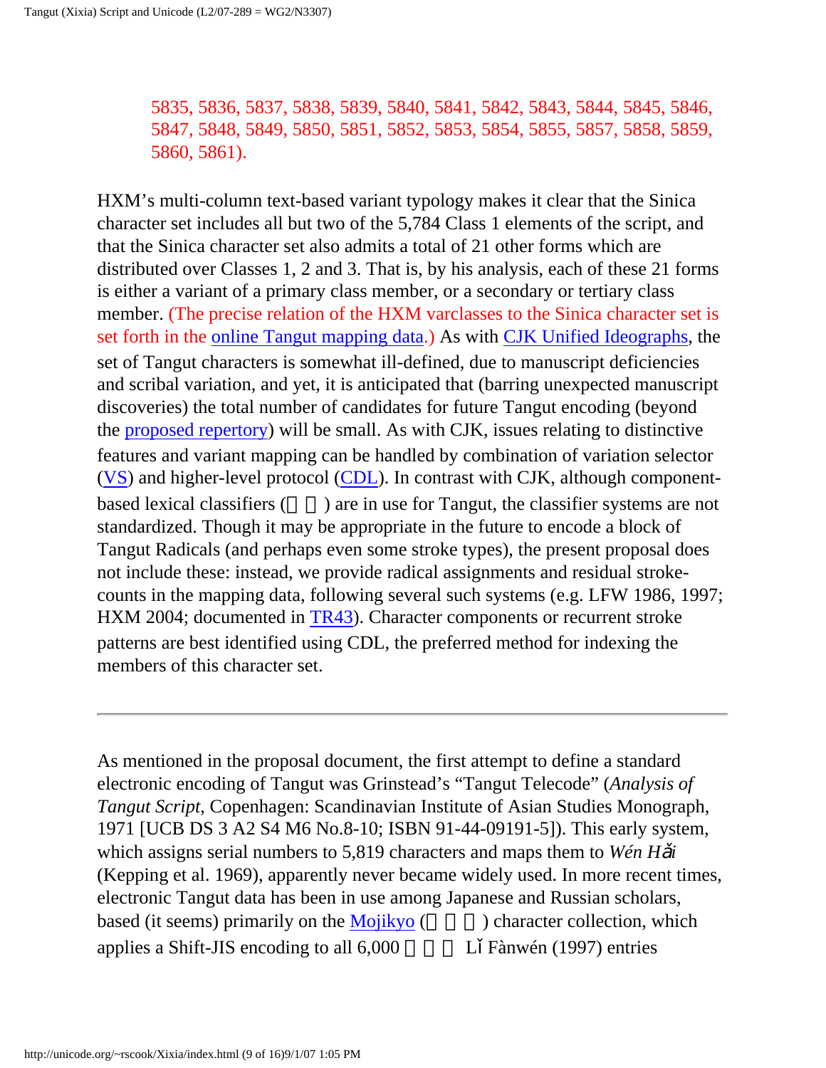5835, 5836, 5837, 5838, 5839, 5840, 5841, 5842, 5843, 5844, 5845, 5846, 5847, 5848, 5849, 5850, 5851, 5852, 5853, 5854, 5855, 5857, 5858, 5859, 5860, 5861).

HXM's multi-column text-based variant typology makes it clear that the Sinica character set includes all but two of the 5,784 Class 1 elements of the script, and that the Sinica character set also admits a total of 21 other forms which are distributed over Classes 1, 2 and 3. That is, by his analysis, each of these 21 forms is either a variant of a primary class member, or a secondary or tertiary class member. (The precise relation of the HXM varclasses to the Sinica character set is set forth in the online Tangut mapping data.) As with CJK Unified Ideographs, the set of Tangut characters is somewhat ill-defined, due to manuscript deficiencies and scribal variation, and yet, it is anticipated that (barring unexpected manuscript discoveries) the total number of candidates for future Tangut encoding (beyond the proposed repertory) will be small. As with CJK, issues relating to distinctive features and variant mapping can be handled by combination of variation selector (VS) and higher-level protocol (CDL). In contrast with CJK, although component-based lexical classifiers (　　) are in use for Tangut, the classifier systems are not standardized. Though it may be appropriate in the future to encode a block of Tangut Radicals (and perhaps even some stroke types), the present proposal does not include these: instead, we provide radical assignments and residual stroke-counts in the mapping data, following several such systems (e.g. LFW 1986, 1997; HXM 2004; documented in TR43). Character components or recurrent stroke patterns are best identified using CDL, the preferred method for indexing the members of this character set.

---

As mentioned in the proposal document, the first attempt to define a standard electronic encoding of Tangut was Grinstead's "Tangut Telecode" (*Analysis of Tangut Script*, Copenhagen: Scandinavian Institute of Asian Studies Monograph, 1971 [UCB DS 3 A2 S4 M6 No.8-10; ISBN 91-44-09191-5]). This early system, which assigns serial numbers to 5,819 characters and maps them to *Wén Hǎi* (Kepping et al. 1969), apparently never became widely used. In more recent times, electronic Tangut data has been in use among Japanese and Russian scholars, based (it seems) primarily on the Mojikyo (　　　) character collection, which applies a Shift-JIS encoding to all 6,000 　　　 Lǐ Fànwén (1997) entries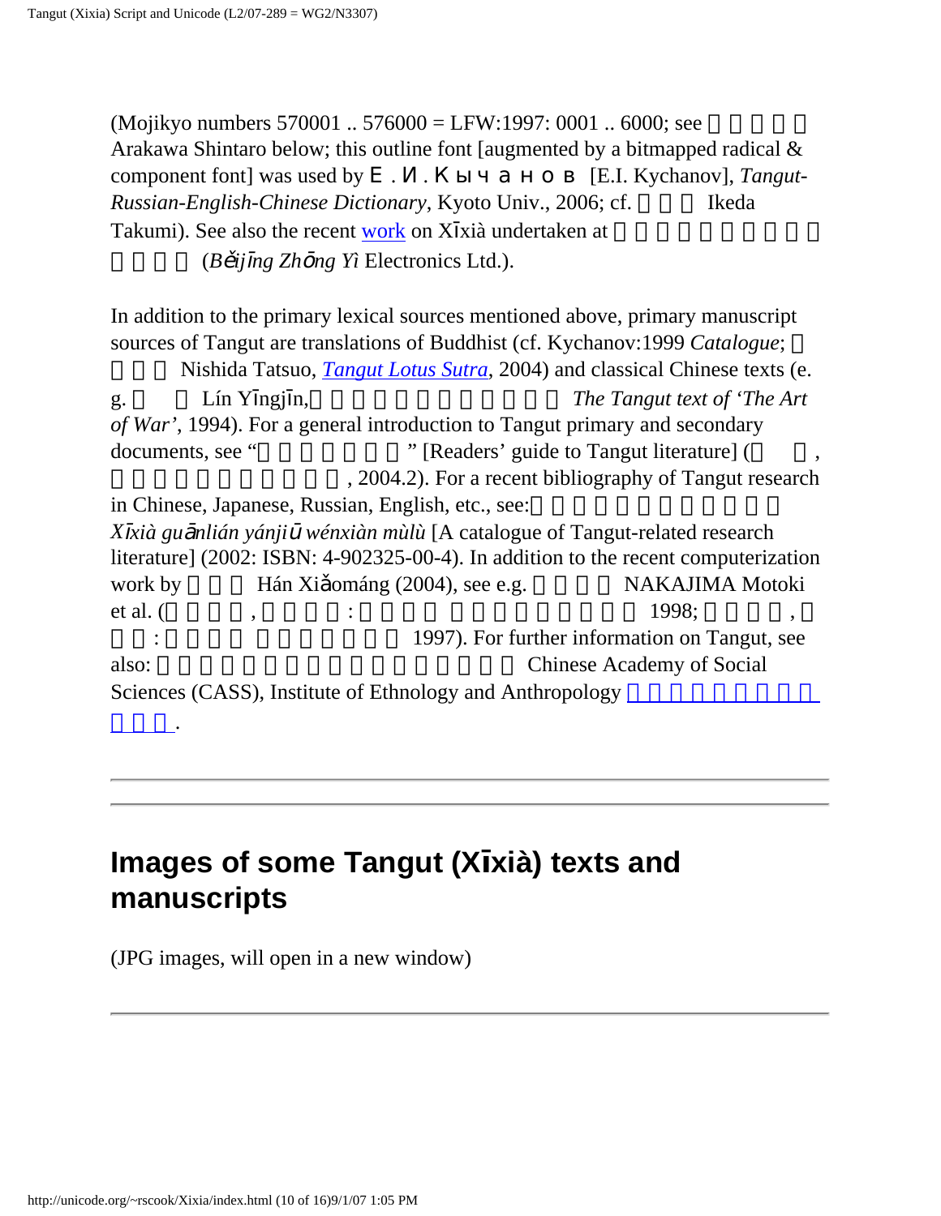(Mojikyo numbers 570001 .. 576000 = LFW:1997: 0001 .. 6000; see Arakawa Shintaro below; this outline font [augmented by a bitmapped radical & component font] was used by Е.И.Кычанов [E.I. Kychanov], *Tangut-Russian-English-Chinese Dictionary*, Kyoto Univ., 2006; cf. Ikeda Takumi). See also the recent work on Xīxià undertaken at (*Běijīng Zhōng Yì* Electronics Ltd.).

In addition to the primary lexical sources mentioned above, primary manuscript sources of Tangut are translations of Buddhist (cf. Kychanov:1999 *Catalogue*; Nishida Tatsuo, *Tangut Lotus Sutra*, 2004) and classical Chinese texts (e.g. Lín Yīngjīn, *The Tangut text of 'The Art of War'*, 1994). For a general introduction to Tangut primary and secondary documents, see "" [Readers' guide to Tangut literature] (, , 2004.2). For a recent bibliography of Tangut research in Chinese, Japanese, Russian, English, etc., see: *Xīxià guānlián yánjiū wénxiàn mùlù* [A catalogue of Tangut-related research literature] (2002: ISBN: 4-902325-00-4). In addition to the recent computerization work by Hán Xiǎománg (2004), see e.g. NAKAJIMA Motoki et al. (, : 1998; , : 1997). For further information on Tangut, see also: Chinese Academy of Social Sciences (CASS), Institute of Ethnology and Anthropology .

---

## Images of some Tangut (Xīxià) texts and manuscripts

(JPG images, will open in a new window)

---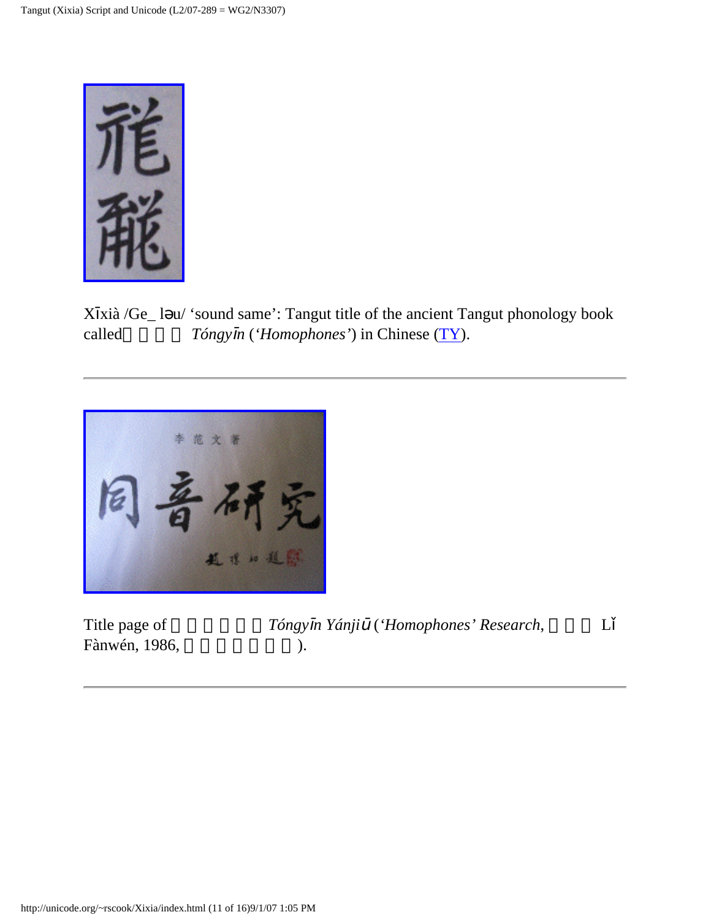Xīxià /Ge_ lәu/ 'sound same': Tangut title of the ancient Tangut phonology book called *Tóngyīn* (*'Homophones'*) in Chinese (TY).

---

Title page of *Tóngyīn Yánjiū* (*'Homophones' Research*, Lǐ Fànwén, 1986, ).

---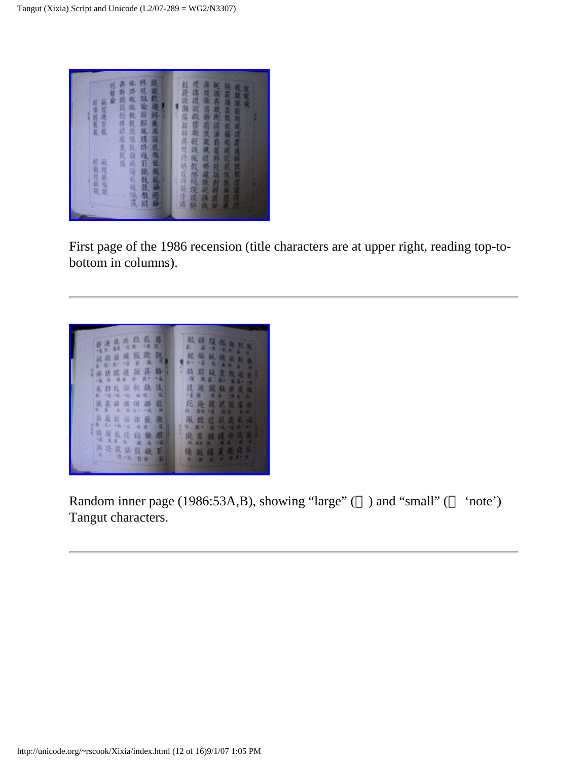First page of the 1986 recension (title characters are at upper right, reading top-to-bottom in columns).

---

Random inner page (1986:53A,B), showing “large” ( ) and “small” ( ‘note’) Tangut characters.

---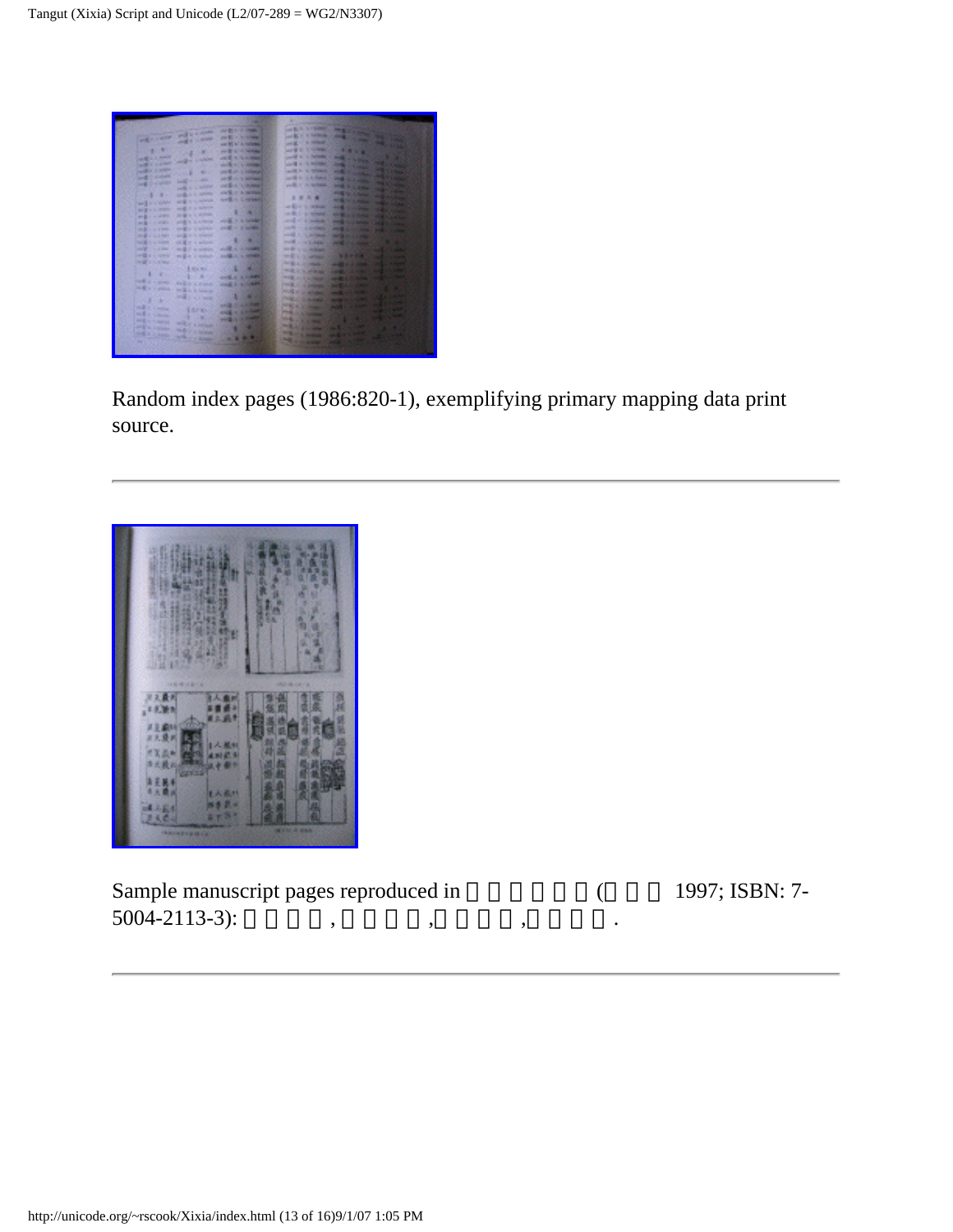Random index pages (1986:820-1), exemplifying primary mapping data print source.

---

Sample manuscript pages reproduced in ( 1997; ISBN: 7-5004-2113-3): , , , .

---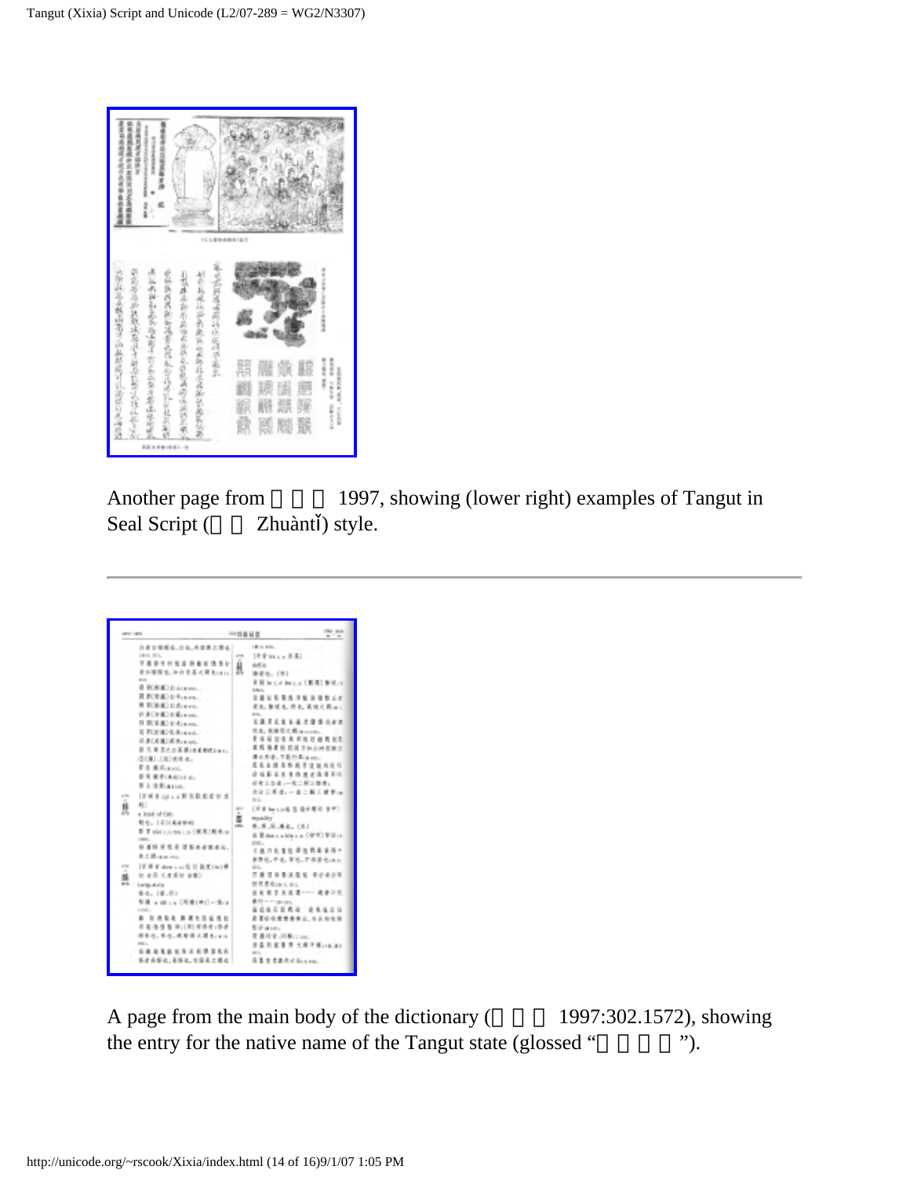Another page from 　　　 1997, showing (lower right) examples of Tangut in Seal Script (　　 Zhuàntǐ) style.

---

A page from the main body of the dictionary (　　　 1997:302.1572), showing the entry for the native name of the Tangut state (glossed "　　　　").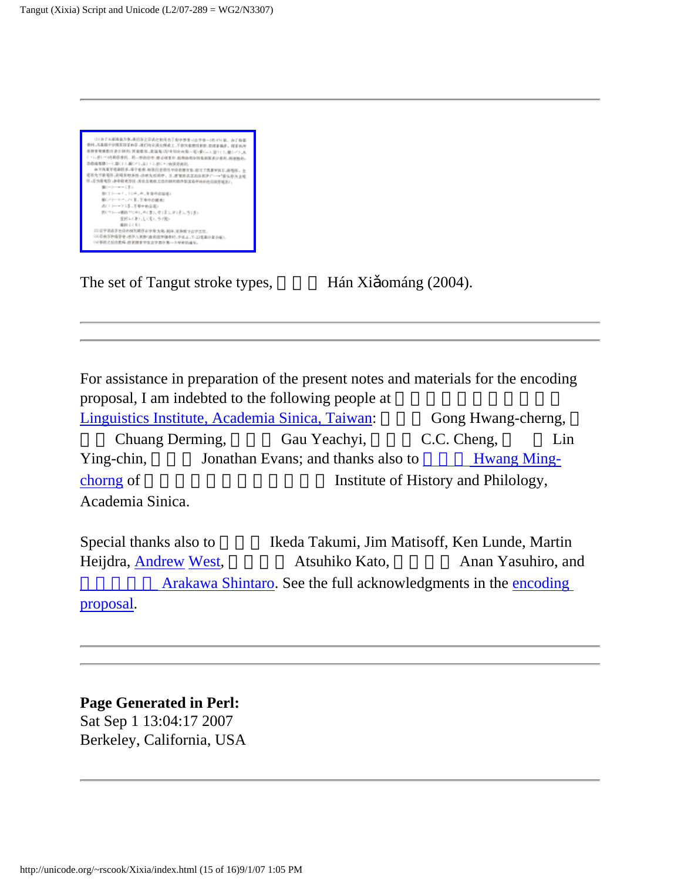---

The set of Tangut stroke types, Hán Xiǎománg (2004).

---

---

For assistance in preparation of the present notes and materials for the encoding proposal, I am indebted to the following people at Linguistics Institute, Academia Sinica, Taiwan: Gong Hwang-cherng, Chuang Derming, Gau Yeachyi, C.C. Cheng, Lin Ying-chin, Jonathan Evans; and thanks also to Hwang Ming-chorng of Institute of History and Philology, Academia Sinica.

Special thanks also to Ikeda Takumi, Jim Matisoff, Ken Lunde, Martin Heijdra, Andrew West, Atsuhiko Kato, Anan Yasuhiro, and Arakawa Shintaro. See the full acknowledgments in the encoding proposal.

---

---

**Page Generated in Perl:**
Sat Sep 1 13:04:17 2007
Berkeley, California, USA

---